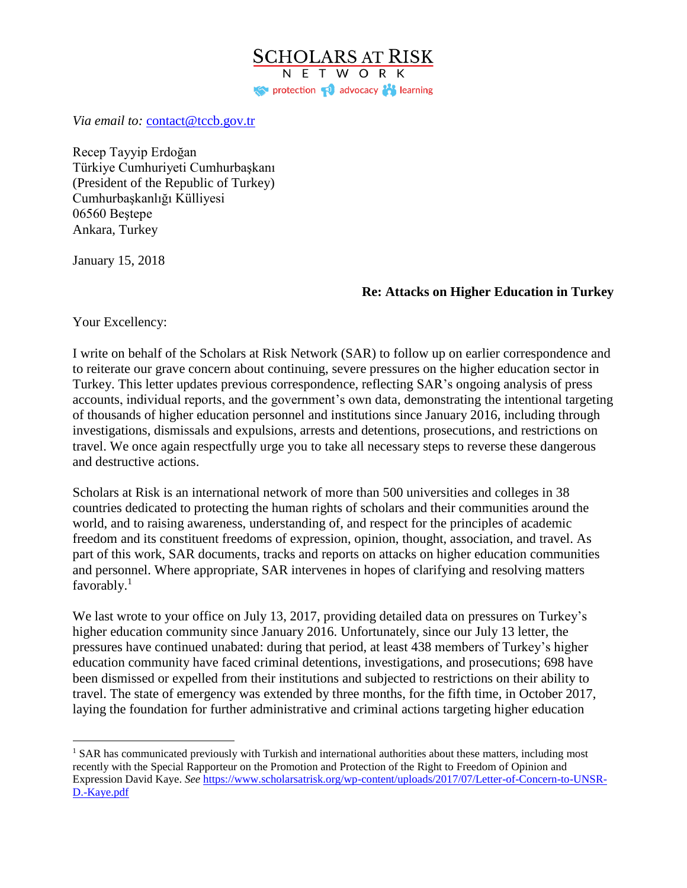**SCHOLARS AT RISK**
NETWORK
protection advocacy learning

*Via email to:* contact@tccb.gov.tr

Recep Tayyip Erdoğan
Türkiye Cumhuriyeti Cumhurbaşkanı
(President of the Republic of Turkey)
Cumhurbaşkanlığı Külliyesi
06560 Beştepe
Ankara, Turkey

January 15, 2018

**Re: Attacks on Higher Education in Turkey**

Your Excellency:

I write on behalf of the Scholars at Risk Network (SAR) to follow up on earlier correspondence and to reiterate our grave concern about continuing, severe pressures on the higher education sector in Turkey. This letter updates previous correspondence, reflecting SAR's ongoing analysis of press accounts, individual reports, and the government's own data, demonstrating the intentional targeting of thousands of higher education personnel and institutions since January 2016, including through investigations, dismissals and expulsions, arrests and detentions, prosecutions, and restrictions on travel. We once again respectfully urge you to take all necessary steps to reverse these dangerous and destructive actions.

Scholars at Risk is an international network of more than 500 universities and colleges in 38 countries dedicated to protecting the human rights of scholars and their communities around the world, and to raising awareness, understanding of, and respect for the principles of academic freedom and its constituent freedoms of expression, opinion, thought, association, and travel. As part of this work, SAR documents, tracks and reports on attacks on higher education communities and personnel. Where appropriate, SAR intervenes in hopes of clarifying and resolving matters favorably.[1]

We last wrote to your office on July 13, 2017, providing detailed data on pressures on Turkey's higher education community since January 2016. Unfortunately, since our July 13 letter, the pressures have continued unabated: during that period, at least 438 members of Turkey's higher education community have faced criminal detentions, investigations, and prosecutions; 698 have been dismissed or expelled from their institutions and subjected to restrictions on their ability to travel. The state of emergency was extended by three months, for the fifth time, in October 2017, laying the foundation for further administrative and criminal actions targeting higher education

---

[1] SAR has communicated previously with Turkish and international authorities about these matters, including most recently with the Special Rapporteur on the Promotion and Protection of the Right to Freedom of Opinion and Expression David Kaye. *See* https://www.scholarsatrisk.org/wp-content/uploads/2017/07/Letter-of-Concern-to-UNSR-D.-Kaye.pdf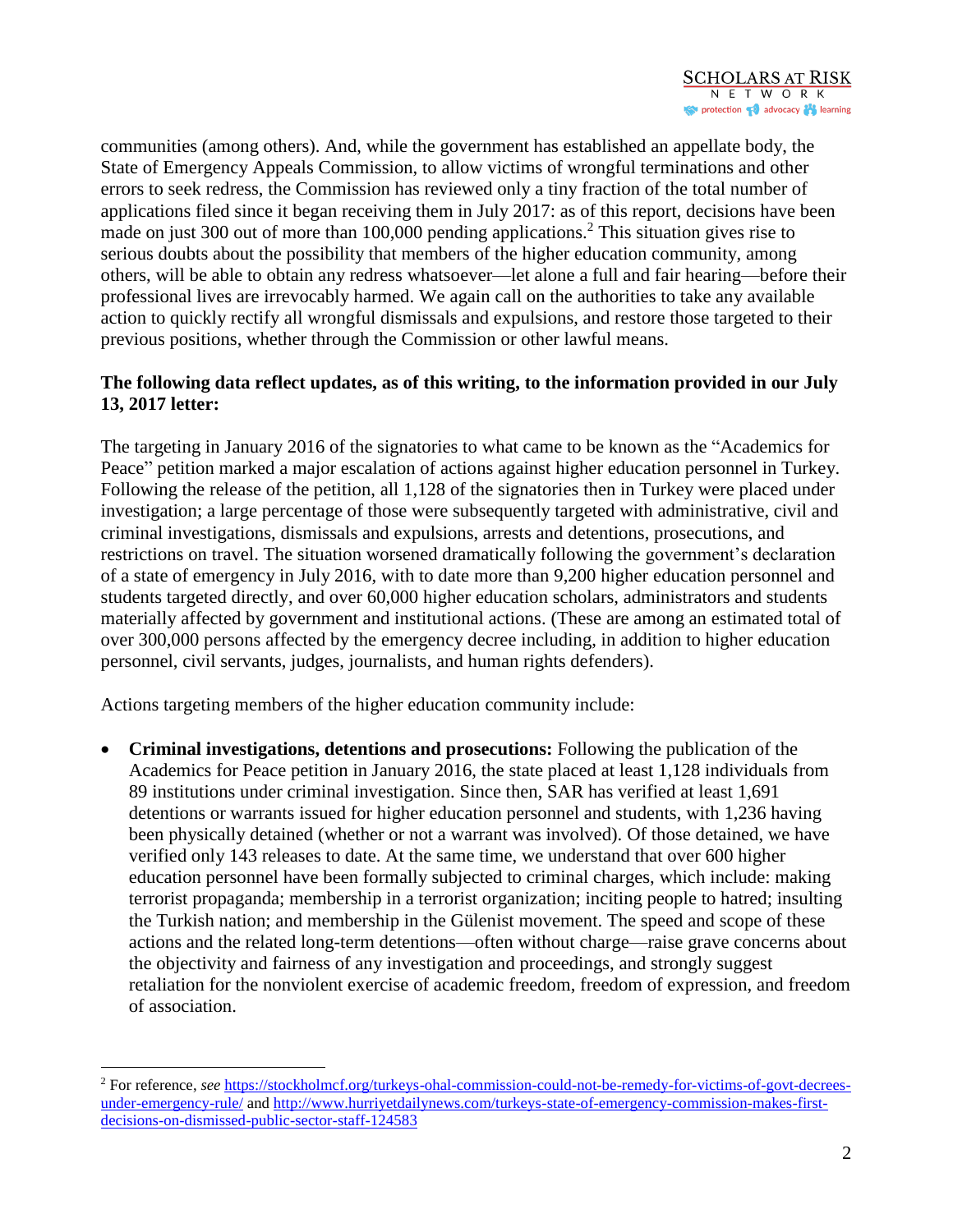communities (among others). And, while the government has established an appellate body, the State of Emergency Appeals Commission, to allow victims of wrongful terminations and other errors to seek redress, the Commission has reviewed only a tiny fraction of the total number of applications filed since it began receiving them in July 2017: as of this report, decisions have been made on just 300 out of more than 100,000 pending applications.[2] This situation gives rise to serious doubts about the possibility that members of the higher education community, among others, will be able to obtain any redress whatsoever—let alone a full and fair hearing—before their professional lives are irrevocably harmed. We again call on the authorities to take any available action to quickly rectify all wrongful dismissals and expulsions, and restore those targeted to their previous positions, whether through the Commission or other lawful means.

**The following data reflect updates, as of this writing, to the information provided in our July 13, 2017 letter:**

The targeting in January 2016 of the signatories to what came to be known as the "Academics for Peace" petition marked a major escalation of actions against higher education personnel in Turkey. Following the release of the petition, all 1,128 of the signatories then in Turkey were placed under investigation; a large percentage of those were subsequently targeted with administrative, civil and criminal investigations, dismissals and expulsions, arrests and detentions, prosecutions, and restrictions on travel. The situation worsened dramatically following the government's declaration of a state of emergency in July 2016, with to date more than 9,200 higher education personnel and students targeted directly, and over 60,000 higher education scholars, administrators and students materially affected by government and institutional actions. (These are among an estimated total of over 300,000 persons affected by the emergency decree including, in addition to higher education personnel, civil servants, judges, journalists, and human rights defenders).

Actions targeting members of the higher education community include:

- **Criminal investigations, detentions and prosecutions:** Following the publication of the Academics for Peace petition in January 2016, the state placed at least 1,128 individuals from 89 institutions under criminal investigation. Since then, SAR has verified at least 1,691 detentions or warrants issued for higher education personnel and students, with 1,236 having been physically detained (whether or not a warrant was involved). Of those detained, we have verified only 143 releases to date. At the same time, we understand that over 600 higher education personnel have been formally subjected to criminal charges, which include: making terrorist propaganda; membership in a terrorist organization; inciting people to hatred; insulting the Turkish nation; and membership in the Gülenist movement. The speed and scope of these actions and the related long-term detentions—often without charge—raise grave concerns about the objectivity and fairness of any investigation and proceedings, and strongly suggest retaliation for the nonviolent exercise of academic freedom, freedom of expression, and freedom of association.

[2] For reference, *see* https://stockholmcf.org/turkeys-ohal-commission-could-not-be-remedy-for-victims-of-govt-decrees-under-emergency-rule/ and http://www.hurriyetdailynews.com/turkeys-state-of-emergency-commission-makes-first-decisions-on-dismissed-public-sector-staff-124583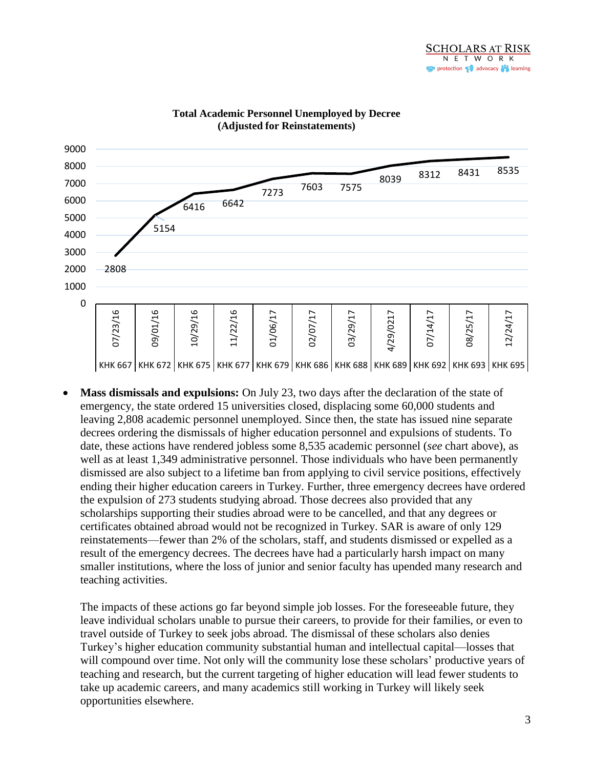**Total Academic Personnel Unemployed by Decree (Adjusted for Reinstatements)**

| Date | Decree | Total Academic Personnel Unemployed |
|---|---|---|
| 07/23/16 | KHK 667 | 2808 |
| 09/01/16 | KHK 672 | 5154 |
| 10/29/16 | KHK 675 | 6416 |
| 11/22/16 | KHK 677 | 6642 |
| 01/06/17 | KHK 679 | 7273 |
| 02/07/17 | KHK 686 | 7603 |
| 03/29/17 | KHK 688 | 7575 |
| 4/29/0217 | KHK 689 | 8039 |
| 07/14/17 | KHK 692 | 8312 |
| 08/25/17 | KHK 693 | 8431 |
| 12/24/17 | KHK 695 | 8535 |

- **Mass dismissals and expulsions:** On July 23, two days after the declaration of the state of emergency, the state ordered 15 universities closed, displacing some 60,000 students and leaving 2,808 academic personnel unemployed. Since then, the state has issued nine separate decrees ordering the dismissals of higher education personnel and expulsions of students. To date, these actions have rendered jobless some 8,535 academic personnel (*see* chart above), as well as at least 1,349 administrative personnel. Those individuals who have been permanently dismissed are also subject to a lifetime ban from applying to civil service positions, effectively ending their higher education careers in Turkey. Further, three emergency decrees have ordered the expulsion of 273 students studying abroad. Those decrees also provided that any scholarships supporting their studies abroad were to be cancelled, and that any degrees or certificates obtained abroad would not be recognized in Turkey. SAR is aware of only 129 reinstatements—fewer than 2% of the scholars, staff, and students dismissed or expelled as a result of the emergency decrees. The decrees have had a particularly harsh impact on many smaller institutions, where the loss of junior and senior faculty has upended many research and teaching activities.

  The impacts of these actions go far beyond simple job losses. For the foreseeable future, they leave individual scholars unable to pursue their careers, to provide for their families, or even to travel outside of Turkey to seek jobs abroad. The dismissal of these scholars also denies Turkey's higher education community substantial human and intellectual capital—losses that will compound over time. Not only will the community lose these scholars' productive years of teaching and research, but the current targeting of higher education will lead fewer students to take up academic careers, and many academics still working in Turkey will likely seek opportunities elsewhere.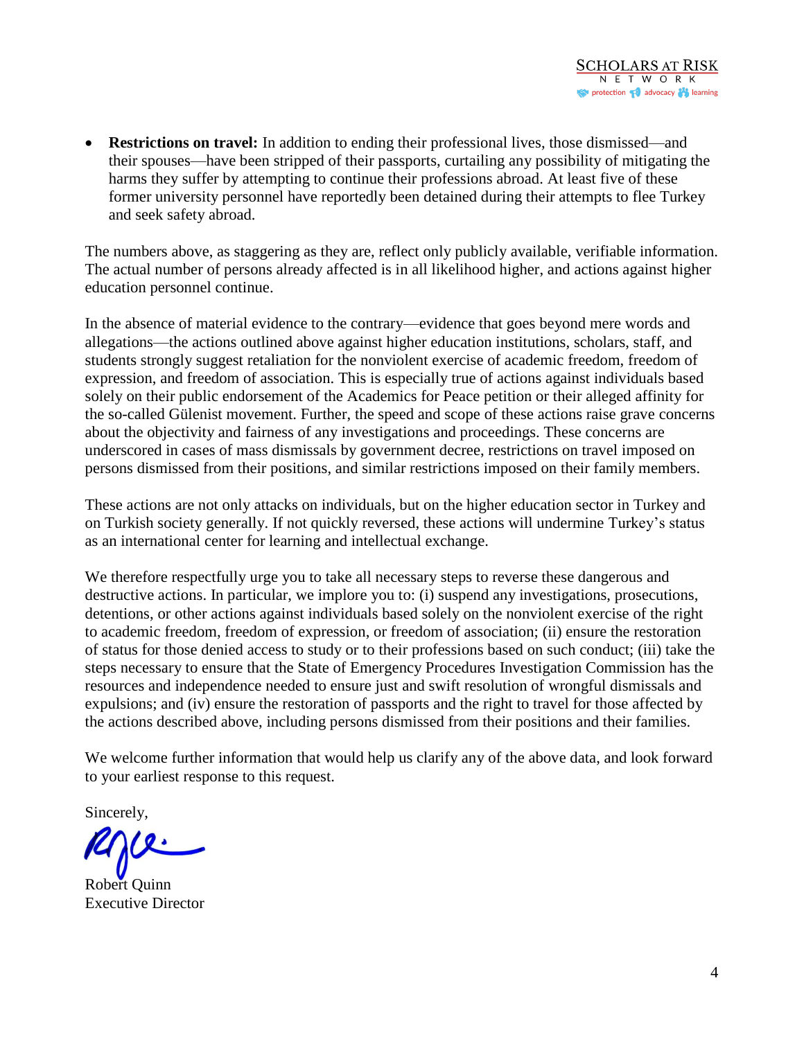- **Restrictions on travel:** In addition to ending their professional lives, those dismissed—and their spouses—have been stripped of their passports, curtailing any possibility of mitigating the harms they suffer by attempting to continue their professions abroad. At least five of these former university personnel have reportedly been detained during their attempts to flee Turkey and seek safety abroad.

The numbers above, as staggering as they are, reflect only publicly available, verifiable information. The actual number of persons already affected is in all likelihood higher, and actions against higher education personnel continue.

In the absence of material evidence to the contrary—evidence that goes beyond mere words and allegations—the actions outlined above against higher education institutions, scholars, staff, and students strongly suggest retaliation for the nonviolent exercise of academic freedom, freedom of expression, and freedom of association. This is especially true of actions against individuals based solely on their public endorsement of the Academics for Peace petition or their alleged affinity for the so-called Gülenist movement. Further, the speed and scope of these actions raise grave concerns about the objectivity and fairness of any investigations and proceedings. These concerns are underscored in cases of mass dismissals by government decree, restrictions on travel imposed on persons dismissed from their positions, and similar restrictions imposed on their family members.

These actions are not only attacks on individuals, but on the higher education sector in Turkey and on Turkish society generally. If not quickly reversed, these actions will undermine Turkey's status as an international center for learning and intellectual exchange.

We therefore respectfully urge you to take all necessary steps to reverse these dangerous and destructive actions. In particular, we implore you to: (i) suspend any investigations, prosecutions, detentions, or other actions against individuals based solely on the nonviolent exercise of the right to academic freedom, freedom of expression, or freedom of association; (ii) ensure the restoration of status for those denied access to study or to their professions based on such conduct; (iii) take the steps necessary to ensure that the State of Emergency Procedures Investigation Commission has the resources and independence needed to ensure just and swift resolution of wrongful dismissals and expulsions; and (iv) ensure the restoration of passports and the right to travel for those affected by the actions described above, including persons dismissed from their positions and their families.

We welcome further information that would help us clarify any of the above data, and look forward to your earliest response to this request.

Sincerely,

Robert Quinn
Executive Director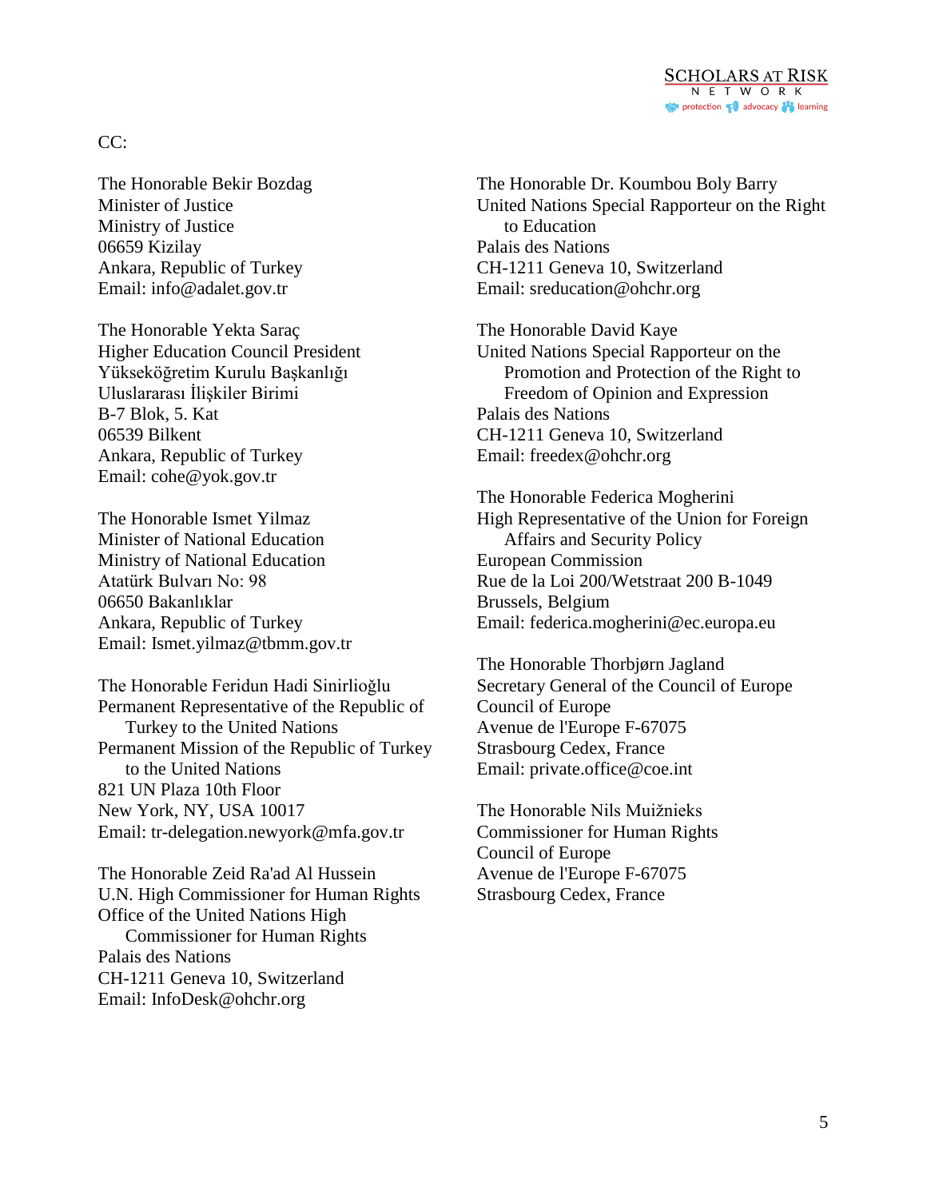CC:

The Honorable Bekir Bozdag  
Minister of Justice  
Ministry of Justice  
06659 Kizilay  
Ankara, Republic of Turkey  
Email: info@adalet.gov.tr

The Honorable Yekta Saraç  
Higher Education Council President  
Yükseköğretim Kurulu Başkanlığı  
Uluslararası İlişkiler Birimi  
B-7 Blok, 5. Kat  
06539 Bilkent  
Ankara, Republic of Turkey  
Email: cohe@yok.gov.tr

The Honorable Ismet Yilmaz  
Minister of National Education  
Ministry of National Education  
Atatürk Bulvarı No: 98  
06650 Bakanlıklar  
Ankara, Republic of Turkey  
Email: Ismet.yilmaz@tbmm.gov.tr

The Honorable Feridun Hadi Sinirlioğlu  
Permanent Representative of the Republic of Turkey to the United Nations  
Permanent Mission of the Republic of Turkey to the United Nations  
821 UN Plaza 10th Floor  
New York, NY, USA 10017  
Email: tr-delegation.newyork@mfa.gov.tr

The Honorable Zeid Ra'ad Al Hussein  
U.N. High Commissioner for Human Rights  
Office of the United Nations High Commissioner for Human Rights  
Palais des Nations  
CH-1211 Geneva 10, Switzerland  
Email: InfoDesk@ohchr.org

The Honorable Dr. Koumbou Boly Barry  
United Nations Special Rapporteur on the Right to Education  
Palais des Nations  
CH-1211 Geneva 10, Switzerland  
Email: sreducation@ohchr.org

The Honorable David Kaye  
United Nations Special Rapporteur on the Promotion and Protection of the Right to Freedom of Opinion and Expression  
Palais des Nations  
CH-1211 Geneva 10, Switzerland  
Email: freedex@ohchr.org

The Honorable Federica Mogherini  
High Representative of the Union for Foreign Affairs and Security Policy  
European Commission  
Rue de la Loi 200/Wetstraat 200 B-1049  
Brussels, Belgium  
Email: federica.mogherini@ec.europa.eu

The Honorable Thorbjørn Jagland  
Secretary General of the Council of Europe  
Council of Europe  
Avenue de l'Europe F-67075  
Strasbourg Cedex, France  
Email: private.office@coe.int

The Honorable Nils Muižnieks  
Commissioner for Human Rights  
Council of Europe  
Avenue de l'Europe F-67075  
Strasbourg Cedex, France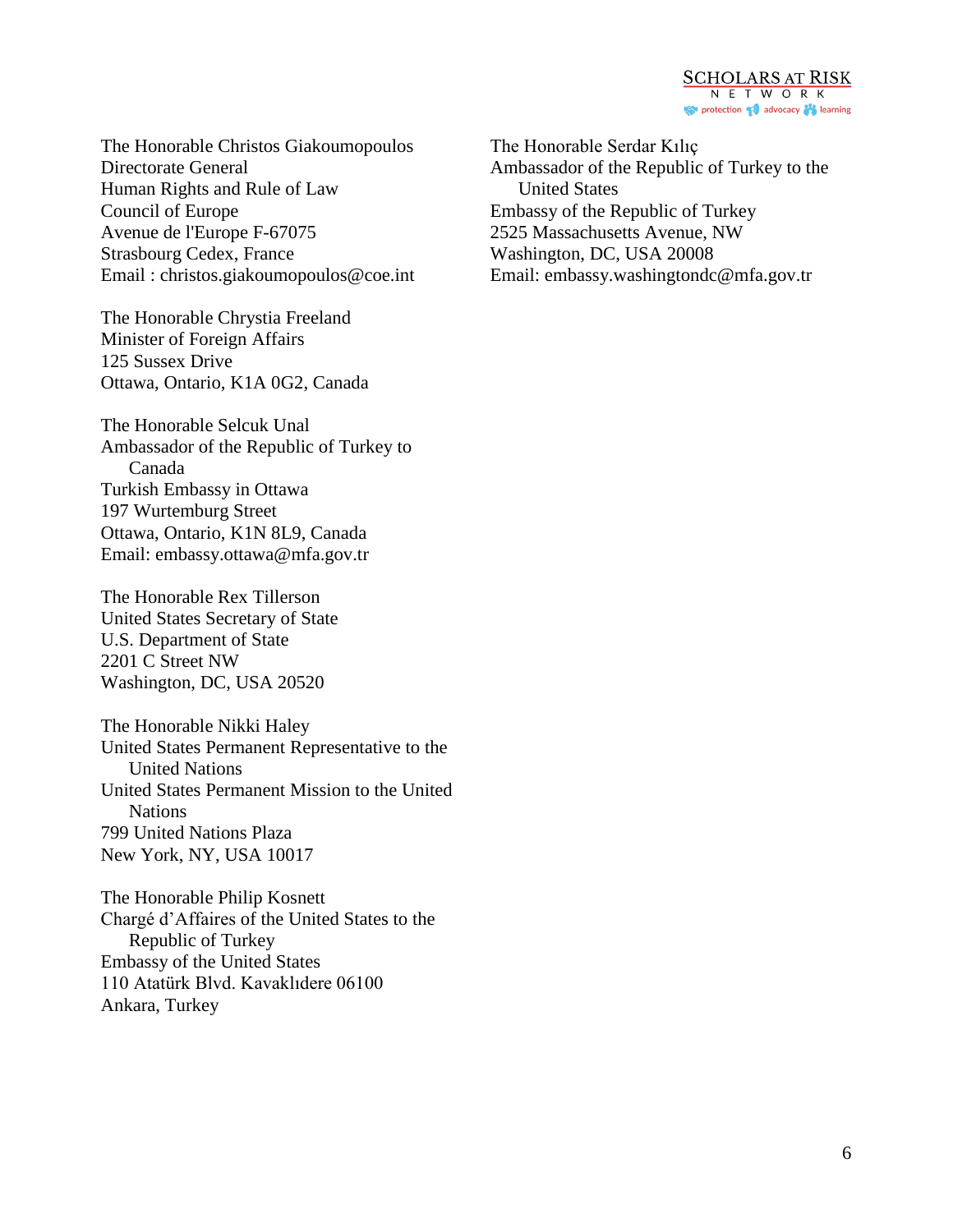The Honorable Christos Giakoumopoulos
Directorate General
Human Rights and Rule of Law
Council of Europe
Avenue de l'Europe F-67075
Strasbourg Cedex, France
Email : christos.giakoumopoulos@coe.int

The Honorable Chrystia Freeland
Minister of Foreign Affairs
125 Sussex Drive
Ottawa, Ontario, K1A 0G2, Canada

The Honorable Selcuk Unal
Ambassador of the Republic of Turkey to Canada
Turkish Embassy in Ottawa
197 Wurtemburg Street
Ottawa, Ontario, K1N 8L9, Canada
Email: embassy.ottawa@mfa.gov.tr

The Honorable Rex Tillerson
United States Secretary of State
U.S. Department of State
2201 C Street NW
Washington, DC, USA 20520

The Honorable Nikki Haley
United States Permanent Representative to the United Nations
United States Permanent Mission to the United Nations
799 United Nations Plaza
New York, NY, USA 10017

The Honorable Philip Kosnett
Chargé d'Affaires of the United States to the Republic of Turkey
Embassy of the United States
110 Atatürk Blvd. Kavaklıdere 06100
Ankara, Turkey

The Honorable Serdar Kılıç
Ambassador of the Republic of Turkey to the United States
Embassy of the Republic of Turkey
2525 Massachusetts Avenue, NW
Washington, DC, USA 20008
Email: embassy.washingtondc@mfa.gov.tr